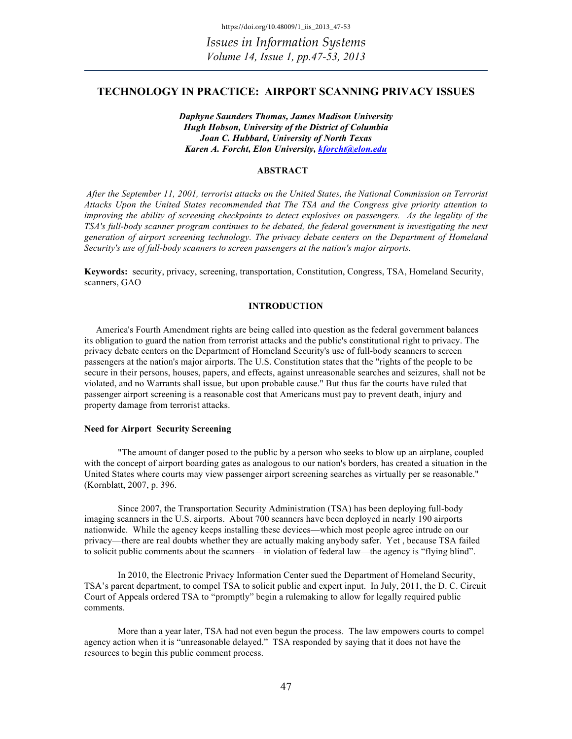https://doi.org/10.48009/1_iis_2013_47-53

# TECHNOLOGY IN PRACTICE: AIRPORT SCANNING PRIVACY ISSUES

***Daphyne Saunders Thomas, James Madison University***
***Hugh Hobson, University of the District of Columbia***
***Joan C. Hubbard, University of North Texas***
***Karen A. Forcht, Elon University, kforcht@elon.edu***

## ABSTRACT

*After the September 11, 2001, terrorist attacks on the United States, the National Commission on Terrorist Attacks Upon the United States recommended that The TSA and the Congress give priority attention to improving the ability of screening checkpoints to detect explosives on passengers. As the legality of the TSA's full-body scanner program continues to be debated, the federal government is investigating the next generation of airport screening technology. The privacy debate centers on the Department of Homeland Security's use of full-body scanners to screen passengers at the nation's major airports.*

**Keywords:** security, privacy, screening, transportation, Constitution, Congress, TSA, Homeland Security, scanners, GAO

## INTRODUCTION

America's Fourth Amendment rights are being called into question as the federal government balances its obligation to guard the nation from terrorist attacks and the public's constitutional right to privacy. The privacy debate centers on the Department of Homeland Security's use of full-body scanners to screen passengers at the nation's major airports. The U.S. Constitution states that the "rights of the people to be secure in their persons, houses, papers, and effects, against unreasonable searches and seizures, shall not be violated, and no Warrants shall issue, but upon probable cause." But thus far the courts have ruled that passenger airport screening is a reasonable cost that Americans must pay to prevent death, injury and property damage from terrorist attacks.

### Need for Airport Security Screening

"The amount of danger posed to the public by a person who seeks to blow up an airplane, coupled with the concept of airport boarding gates as analogous to our nation's borders, has created a situation in the United States where courts may view passenger airport screening searches as virtually per se reasonable." (Kornblatt, 2007, p. 396.

Since 2007, the Transportation Security Administration (TSA) has been deploying full-body imaging scanners in the U.S. airports. About 700 scanners have been deployed in nearly 190 airports nationwide. While the agency keeps installing these devices—which most people agree intrude on our privacy—there are real doubts whether they are actually making anybody safer. Yet , because TSA failed to solicit public comments about the scanners—in violation of federal law—the agency is "flying blind".

In 2010, the Electronic Privacy Information Center sued the Department of Homeland Security, TSA's parent department, to compel TSA to solicit public and expert input. In July, 2011, the D. C. Circuit Court of Appeals ordered TSA to "promptly" begin a rulemaking to allow for legally required public comments.

More than a year later, TSA had not even begun the process. The law empowers courts to compel agency action when it is "unreasonable delayed." TSA responded by saying that it does not have the resources to begin this public comment process.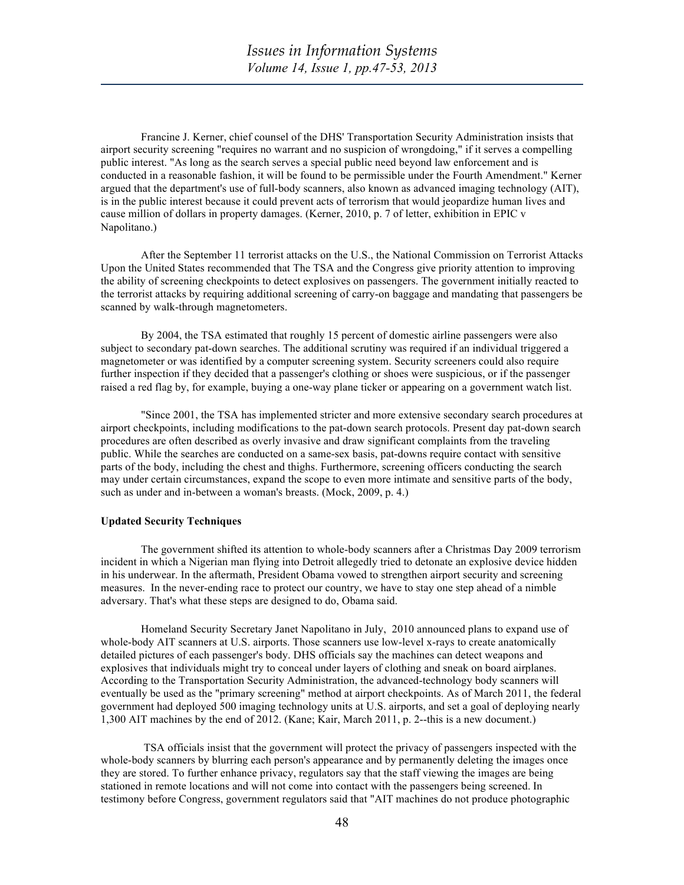Francine J. Kerner, chief counsel of the DHS' Transportation Security Administration insists that airport security screening "requires no warrant and no suspicion of wrongdoing," if it serves a compelling public interest. "As long as the search serves a special public need beyond law enforcement and is conducted in a reasonable fashion, it will be found to be permissible under the Fourth Amendment." Kerner argued that the department's use of full-body scanners, also known as advanced imaging technology (AIT), is in the public interest because it could prevent acts of terrorism that would jeopardize human lives and cause million of dollars in property damages. (Kerner, 2010, p. 7 of letter, exhibition in EPIC v Napolitano.)

After the September 11 terrorist attacks on the U.S., the National Commission on Terrorist Attacks Upon the United States recommended that The TSA and the Congress give priority attention to improving the ability of screening checkpoints to detect explosives on passengers. The government initially reacted to the terrorist attacks by requiring additional screening of carry-on baggage and mandating that passengers be scanned by walk-through magnetometers.

By 2004, the TSA estimated that roughly 15 percent of domestic airline passengers were also subject to secondary pat-down searches. The additional scrutiny was required if an individual triggered a magnetometer or was identified by a computer screening system. Security screeners could also require further inspection if they decided that a passenger's clothing or shoes were suspicious, or if the passenger raised a red flag by, for example, buying a one-way plane ticker or appearing on a government watch list.

"Since 2001, the TSA has implemented stricter and more extensive secondary search procedures at airport checkpoints, including modifications to the pat-down search protocols. Present day pat-down search procedures are often described as overly invasive and draw significant complaints from the traveling public. While the searches are conducted on a same-sex basis, pat-downs require contact with sensitive parts of the body, including the chest and thighs. Furthermore, screening officers conducting the search may under certain circumstances, expand the scope to even more intimate and sensitive parts of the body, such as under and in-between a woman's breasts. (Mock, 2009, p. 4.)

**Updated Security Techniques**

The government shifted its attention to whole-body scanners after a Christmas Day 2009 terrorism incident in which a Nigerian man flying into Detroit allegedly tried to detonate an explosive device hidden in his underwear. In the aftermath, President Obama vowed to strengthen airport security and screening measures. In the never-ending race to protect our country, we have to stay one step ahead of a nimble adversary. That's what these steps are designed to do, Obama said.

Homeland Security Secretary Janet Napolitano in July, 2010 announced plans to expand use of whole-body AIT scanners at U.S. airports. Those scanners use low-level x-rays to create anatomically detailed pictures of each passenger's body. DHS officials say the machines can detect weapons and explosives that individuals might try to conceal under layers of clothing and sneak on board airplanes. According to the Transportation Security Administration, the advanced-technology body scanners will eventually be used as the "primary screening" method at airport checkpoints. As of March 2011, the federal government had deployed 500 imaging technology units at U.S. airports, and set a goal of deploying nearly 1,300 AIT machines by the end of 2012. (Kane; Kair, March 2011, p. 2--this is a new document.)

TSA officials insist that the government will protect the privacy of passengers inspected with the whole-body scanners by blurring each person's appearance and by permanently deleting the images once they are stored. To further enhance privacy, regulators say that the staff viewing the images are being stationed in remote locations and will not come into contact with the passengers being screened. In testimony before Congress, government regulators said that "AIT machines do not produce photographic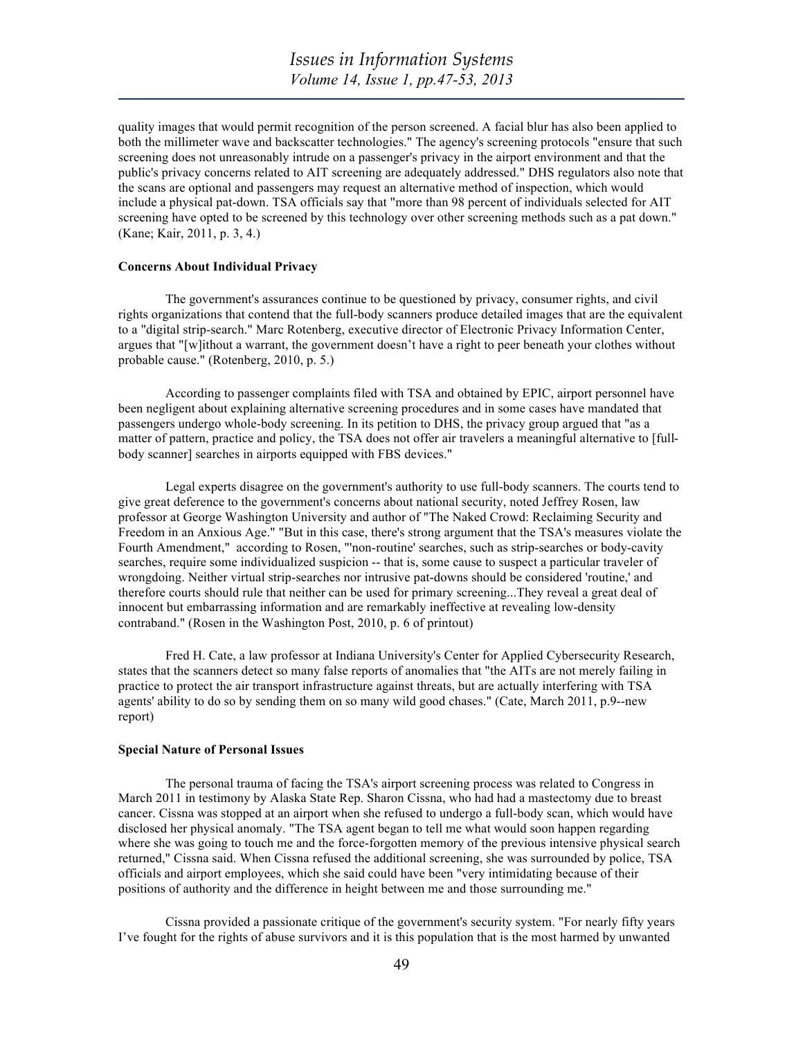quality images that would permit recognition of the person screened. A facial blur has also been applied to both the millimeter wave and backscatter technologies." The agency's screening protocols "ensure that such screening does not unreasonably intrude on a passenger's privacy in the airport environment and that the public's privacy concerns related to AIT screening are adequately addressed." DHS regulators also note that the scans are optional and passengers may request an alternative method of inspection, which would include a physical pat-down. TSA officials say that "more than 98 percent of individuals selected for AIT screening have opted to be screened by this technology over other screening methods such as a pat down." (Kane; Kair, 2011, p. 3, 4.)

#### Concerns About Individual Privacy

The government's assurances continue to be questioned by privacy, consumer rights, and civil rights organizations that contend that the full-body scanners produce detailed images that are the equivalent to a "digital strip-search." Marc Rotenberg, executive director of Electronic Privacy Information Center, argues that "[w]ithout a warrant, the government doesn't have a right to peer beneath your clothes without probable cause." (Rotenberg, 2010, p. 5.)

According to passenger complaints filed with TSA and obtained by EPIC, airport personnel have been negligent about explaining alternative screening procedures and in some cases have mandated that passengers undergo whole-body screening. In its petition to DHS, the privacy group argued that "as a matter of pattern, practice and policy, the TSA does not offer air travelers a meaningful alternative to [full-body scanner] searches in airports equipped with FBS devices."

Legal experts disagree on the government's authority to use full-body scanners. The courts tend to give great deference to the government's concerns about national security, noted Jeffrey Rosen, law professor at George Washington University and author of "The Naked Crowd: Reclaiming Security and Freedom in an Anxious Age." "But in this case, there's strong argument that the TSA's measures violate the Fourth Amendment," according to Rosen, "'non-routine' searches, such as strip-searches or body-cavity searches, require some individualized suspicion -- that is, some cause to suspect a particular traveler of wrongdoing. Neither virtual strip-searches nor intrusive pat-downs should be considered 'routine,' and therefore courts should rule that neither can be used for primary screening...They reveal a great deal of innocent but embarrassing information and are remarkably ineffective at revealing low-density contraband." (Rosen in the Washington Post, 2010, p. 6 of printout)

Fred H. Cate, a law professor at Indiana University's Center for Applied Cybersecurity Research, states that the scanners detect so many false reports of anomalies that "the AITs are not merely failing in practice to protect the air transport infrastructure against threats, but are actually interfering with TSA agents' ability to do so by sending them on so many wild good chases." (Cate, March 2011, p.9--new report)

#### Special Nature of Personal Issues

The personal trauma of facing the TSA's airport screening process was related to Congress in March 2011 in testimony by Alaska State Rep. Sharon Cissna, who had had a mastectomy due to breast cancer. Cissna was stopped at an airport when she refused to undergo a full-body scan, which would have disclosed her physical anomaly. "The TSA agent began to tell me what would soon happen regarding where she was going to touch me and the force-forgotten memory of the previous intensive physical search returned," Cissna said. When Cissna refused the additional screening, she was surrounded by police, TSA officials and airport employees, which she said could have been "very intimidating because of their positions of authority and the difference in height between me and those surrounding me."

Cissna provided a passionate critique of the government's security system. "For nearly fifty years I've fought for the rights of abuse survivors and it is this population that is the most harmed by unwanted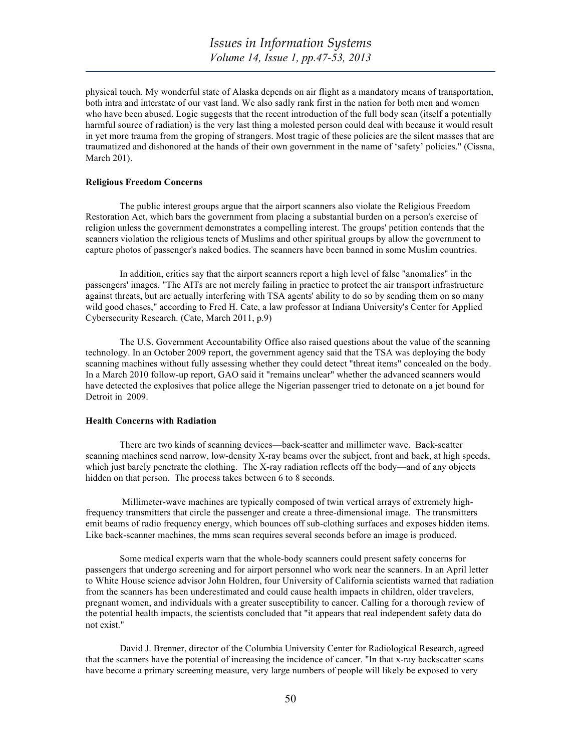physical touch. My wonderful state of Alaska depends on air flight as a mandatory means of transportation, both intra and interstate of our vast land. We also sadly rank first in the nation for both men and women who have been abused. Logic suggests that the recent introduction of the full body scan (itself a potentially harmful source of radiation) is the very last thing a molested person could deal with because it would result in yet more trauma from the groping of strangers. Most tragic of these policies are the silent masses that are traumatized and dishonored at the hands of their own government in the name of 'safety' policies." (Cissna, March 201).

**Religious Freedom Concerns**

The public interest groups argue that the airport scanners also violate the Religious Freedom Restoration Act, which bars the government from placing a substantial burden on a person's exercise of religion unless the government demonstrates a compelling interest. The groups' petition contends that the scanners violation the religious tenets of Muslims and other spiritual groups by allow the government to capture photos of passenger's naked bodies. The scanners have been banned in some Muslim countries.

In addition, critics say that the airport scanners report a high level of false "anomalies" in the passengers' images. "The AITs are not merely failing in practice to protect the air transport infrastructure against threats, but are actually interfering with TSA agents' ability to do so by sending them on so many wild good chases," according to Fred H. Cate, a law professor at Indiana University's Center for Applied Cybersecurity Research. (Cate, March 2011, p.9)

The U.S. Government Accountability Office also raised questions about the value of the scanning technology. In an October 2009 report, the government agency said that the TSA was deploying the body scanning machines without fully assessing whether they could detect "threat items" concealed on the body. In a March 2010 follow-up report, GAO said it "remains unclear" whether the advanced scanners would have detected the explosives that police allege the Nigerian passenger tried to detonate on a jet bound for Detroit in 2009.

**Health Concerns with Radiation**

There are two kinds of scanning devices—back-scatter and millimeter wave. Back-scatter scanning machines send narrow, low-density X-ray beams over the subject, front and back, at high speeds, which just barely penetrate the clothing. The X-ray radiation reflects off the body—and of any objects hidden on that person. The process takes between 6 to 8 seconds.

Millimeter-wave machines are typically composed of twin vertical arrays of extremely high-frequency transmitters that circle the passenger and create a three-dimensional image. The transmitters emit beams of radio frequency energy, which bounces off sub-clothing surfaces and exposes hidden items. Like back-scanner machines, the mms scan requires several seconds before an image is produced.

Some medical experts warn that the whole-body scanners could present safety concerns for passengers that undergo screening and for airport personnel who work near the scanners. In an April letter to White House science advisor John Holdren, four University of California scientists warned that radiation from the scanners has been underestimated and could cause health impacts in children, older travelers, pregnant women, and individuals with a greater susceptibility to cancer. Calling for a thorough review of the potential health impacts, the scientists concluded that "it appears that real independent safety data do not exist."

David J. Brenner, director of the Columbia University Center for Radiological Research, agreed that the scanners have the potential of increasing the incidence of cancer. "In that x-ray backscatter scans have become a primary screening measure, very large numbers of people will likely be exposed to very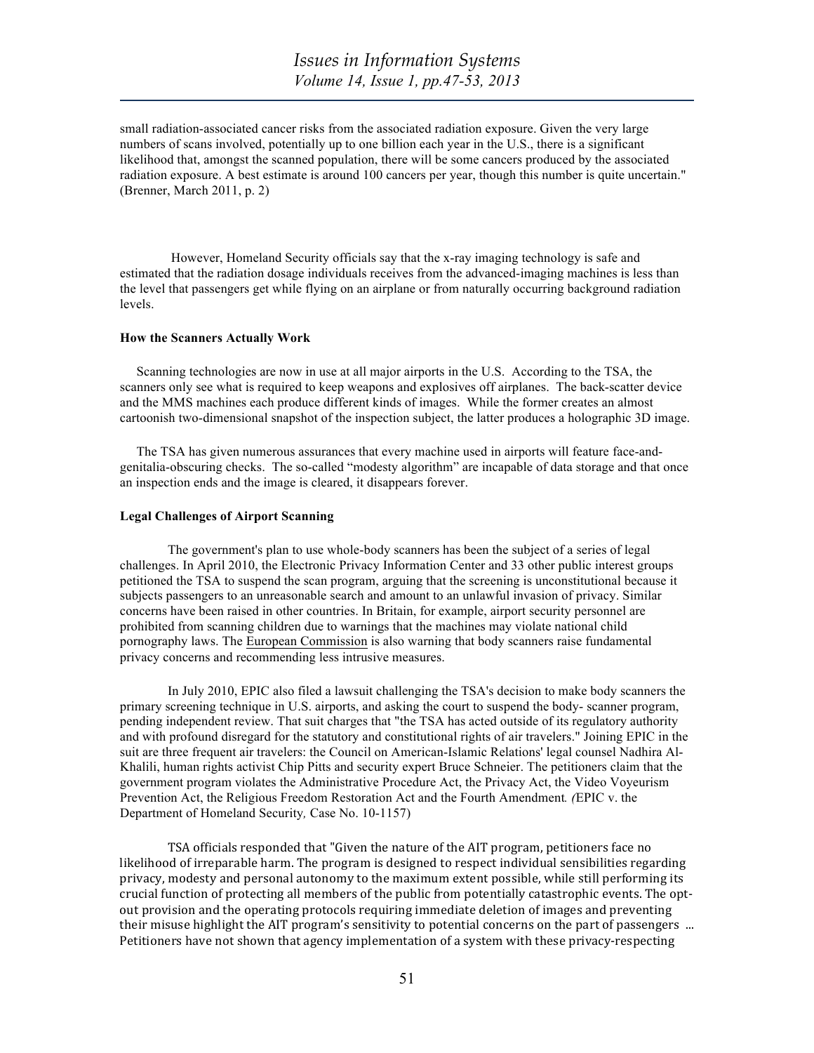small radiation-associated cancer risks from the associated radiation exposure. Given the very large numbers of scans involved, potentially up to one billion each year in the U.S., there is a significant likelihood that, amongst the scanned population, there will be some cancers produced by the associated radiation exposure. A best estimate is around 100 cancers per year, though this number is quite uncertain." (Brenner, March 2011, p. 2)

However, Homeland Security officials say that the x-ray imaging technology is safe and estimated that the radiation dosage individuals receives from the advanced-imaging machines is less than the level that passengers get while flying on an airplane or from naturally occurring background radiation levels.

**How the Scanners Actually Work**

Scanning technologies are now in use at all major airports in the U.S. According to the TSA, the scanners only see what is required to keep weapons and explosives off airplanes. The back-scatter device and the MMS machines each produce different kinds of images. While the former creates an almost cartoonish two-dimensional snapshot of the inspection subject, the latter produces a holographic 3D image.

The TSA has given numerous assurances that every machine used in airports will feature face-and-genitalia-obscuring checks. The so-called "modesty algorithm" are incapable of data storage and that once an inspection ends and the image is cleared, it disappears forever.

**Legal Challenges of Airport Scanning**

The government's plan to use whole-body scanners has been the subject of a series of legal challenges. In April 2010, the Electronic Privacy Information Center and 33 other public interest groups petitioned the TSA to suspend the scan program, arguing that the screening is unconstitutional because it subjects passengers to an unreasonable search and amount to an unlawful invasion of privacy. Similar concerns have been raised in other countries. In Britain, for example, airport security personnel are prohibited from scanning children due to warnings that the machines may violate national child pornography laws. The European Commission is also warning that body scanners raise fundamental privacy concerns and recommending less intrusive measures.

In July 2010, EPIC also filed a lawsuit challenging the TSA's decision to make body scanners the primary screening technique in U.S. airports, and asking the court to suspend the body- scanner program, pending independent review. That suit charges that "the TSA has acted outside of its regulatory authority and with profound disregard for the statutory and constitutional rights of air travelers." Joining EPIC in the suit are three frequent air travelers: the Council on American-Islamic Relations' legal counsel Nadhira Al-Khalili, human rights activist Chip Pitts and security expert Bruce Schneier. The petitioners claim that the government program violates the Administrative Procedure Act, the Privacy Act, the Video Voyeurism Prevention Act, the Religious Freedom Restoration Act and the Fourth Amendment. *(*EPIC v. the Department of Homeland Security*,* Case No. 10-1157)

TSA officials responded that "Given the nature of the AIT program, petitioners face no likelihood of irreparable harm. The program is designed to respect individual sensibilities regarding privacy, modesty and personal autonomy to the maximum extent possible, while still performing its crucial function of protecting all members of the public from potentially catastrophic events. The opt-out provision and the operating protocols requiring immediate deletion of images and preventing their misuse highlight the AIT program's sensitivity to potential concerns on the part of passengers ... Petitioners have not shown that agency implementation of a system with these privacy-respecting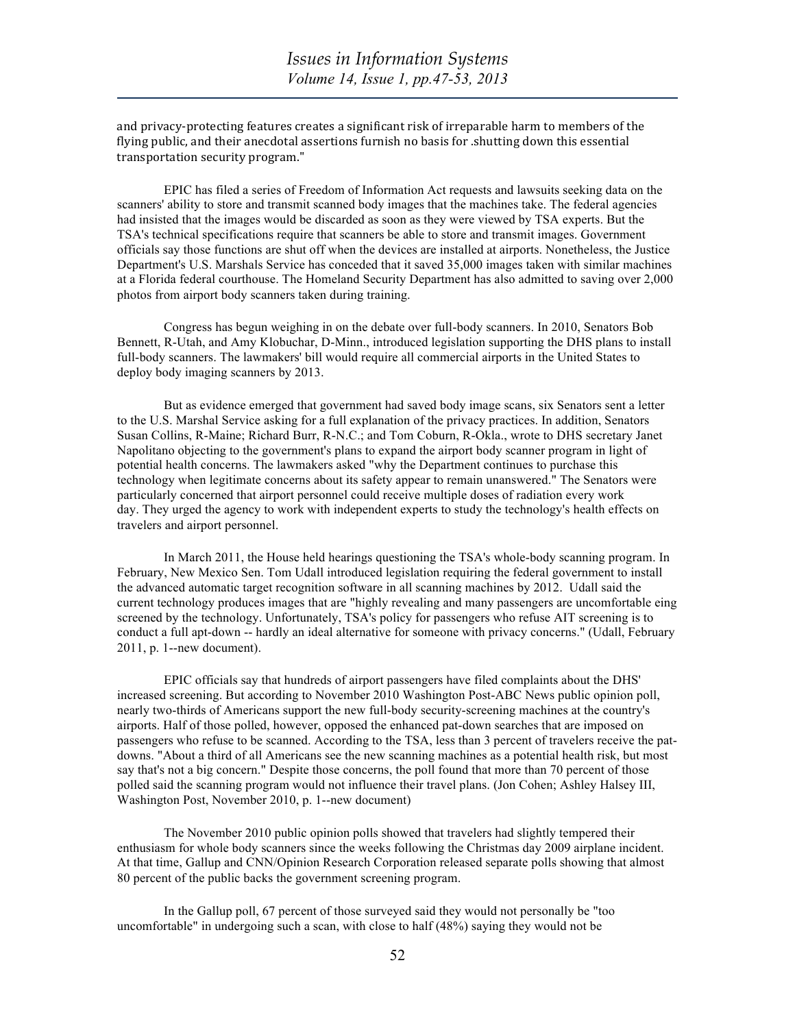and privacy-protecting features creates a significant risk of irreparable harm to members of the flying public, and their anecdotal assertions furnish no basis for .shutting down this essential transportation security program."

EPIC has filed a series of Freedom of Information Act requests and lawsuits seeking data on the scanners' ability to store and transmit scanned body images that the machines take. The federal agencies had insisted that the images would be discarded as soon as they were viewed by TSA experts. But the TSA's technical specifications require that scanners be able to store and transmit images. Government officials say those functions are shut off when the devices are installed at airports. Nonetheless, the Justice Department's U.S. Marshals Service has conceded that it saved 35,000 images taken with similar machines at a Florida federal courthouse. The Homeland Security Department has also admitted to saving over 2,000 photos from airport body scanners taken during training.

Congress has begun weighing in on the debate over full-body scanners. In 2010, Senators Bob Bennett, R-Utah, and Amy Klobuchar, D-Minn., introduced legislation supporting the DHS plans to install full-body scanners. The lawmakers' bill would require all commercial airports in the United States to deploy body imaging scanners by 2013.

But as evidence emerged that government had saved body image scans, six Senators sent a letter to the U.S. Marshal Service asking for a full explanation of the privacy practices. In addition, Senators Susan Collins, R-Maine; Richard Burr, R-N.C.; and Tom Coburn, R-Okla., wrote to DHS secretary Janet Napolitano objecting to the government's plans to expand the airport body scanner program in light of potential health concerns. The lawmakers asked "why the Department continues to purchase this technology when legitimate concerns about its safety appear to remain unanswered." The Senators were particularly concerned that airport personnel could receive multiple doses of radiation every work day. They urged the agency to work with independent experts to study the technology's health effects on travelers and airport personnel.

In March 2011, the House held hearings questioning the TSA's whole-body scanning program. In February, New Mexico Sen. Tom Udall introduced legislation requiring the federal government to install the advanced automatic target recognition software in all scanning machines by 2012. Udall said the current technology produces images that are "highly revealing and many passengers are uncomfortable eing screened by the technology. Unfortunately, TSA's policy for passengers who refuse AIT screening is to conduct a full apt-down -- hardly an ideal alternative for someone with privacy concerns." (Udall, February 2011, p. 1--new document).

EPIC officials say that hundreds of airport passengers have filed complaints about the DHS' increased screening. But according to November 2010 Washington Post-ABC News public opinion poll, nearly two-thirds of Americans support the new full-body security-screening machines at the country's airports. Half of those polled, however, opposed the enhanced pat-down searches that are imposed on passengers who refuse to be scanned. According to the TSA, less than 3 percent of travelers receive the pat-downs. "About a third of all Americans see the new scanning machines as a potential health risk, but most say that's not a big concern." Despite those concerns, the poll found that more than 70 percent of those polled said the scanning program would not influence their travel plans. (Jon Cohen; Ashley Halsey III, Washington Post, November 2010, p. 1--new document)

The November 2010 public opinion polls showed that travelers had slightly tempered their enthusiasm for whole body scanners since the weeks following the Christmas day 2009 airplane incident. At that time, Gallup and CNN/Opinion Research Corporation released separate polls showing that almost 80 percent of the public backs the government screening program.

In the Gallup poll, 67 percent of those surveyed said they would not personally be "too uncomfortable" in undergoing such a scan, with close to half (48%) saying they would not be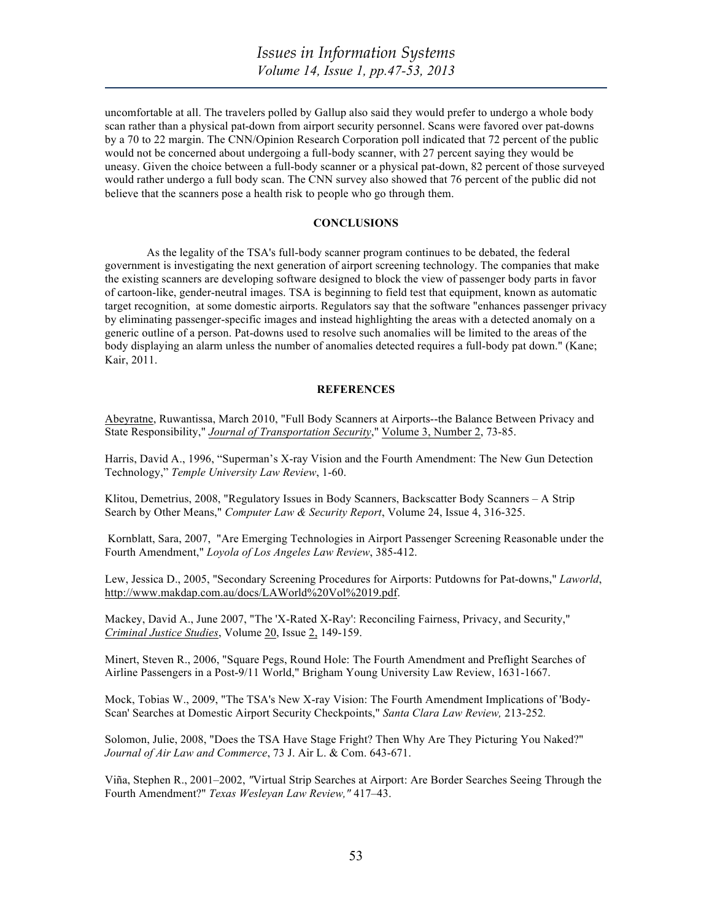uncomfortable at all. The travelers polled by Gallup also said they would prefer to undergo a whole body scan rather than a physical pat-down from airport security personnel. Scans were favored over pat-downs by a 70 to 22 margin. The CNN/Opinion Research Corporation poll indicated that 72 percent of the public would not be concerned about undergoing a full-body scanner, with 27 percent saying they would be uneasy. Given the choice between a full-body scanner or a physical pat-down, 82 percent of those surveyed would rather undergo a full body scan. The CNN survey also showed that 76 percent of the public did not believe that the scanners pose a health risk to people who go through them.

## CONCLUSIONS

As the legality of the TSA's full-body scanner program continues to be debated, the federal government is investigating the next generation of airport screening technology. The companies that make the existing scanners are developing software designed to block the view of passenger body parts in favor of cartoon-like, gender-neutral images. TSA is beginning to field test that equipment, known as automatic target recognition, at some domestic airports. Regulators say that the software "enhances passenger privacy by eliminating passenger-specific images and instead highlighting the areas with a detected anomaly on a generic outline of a person. Pat-downs used to resolve such anomalies will be limited to the areas of the body displaying an alarm unless the number of anomalies detected requires a full-body pat down." (Kane; Kair, 2011.

## REFERENCES

Abeyratne, Ruwantissa, March 2010, "Full Body Scanners at Airports--the Balance Between Privacy and State Responsibility," *Journal of Transportation Security*," Volume 3, Number 2, 73-85.

Harris, David A., 1996, "Superman's X-ray Vision and the Fourth Amendment: The New Gun Detection Technology," *Temple University Law Review*, 1-60.

Klitou, Demetrius, 2008, "Regulatory Issues in Body Scanners, Backscatter Body Scanners – A Strip Search by Other Means," *Computer Law & Security Report*, Volume 24, Issue 4, 316-325.

Kornblatt, Sara, 2007, "Are Emerging Technologies in Airport Passenger Screening Reasonable under the Fourth Amendment," *Loyola of Los Angeles Law Review*, 385-412.

Lew, Jessica D., 2005, "Secondary Screening Procedures for Airports: Putdowns for Pat-downs," *Laworld*, http://www.makdap.com.au/docs/LAWorld%20Vol%2019.pdf.

Mackey, David A., June 2007, "The 'X-Rated X-Ray': Reconciling Fairness, Privacy, and Security," *Criminal Justice Studies*, Volume 20, Issue 2, 149-159.

Minert, Steven R., 2006, "Square Pegs, Round Hole: The Fourth Amendment and Preflight Searches of Airline Passengers in a Post-9/11 World," Brigham Young University Law Review, 1631-1667.

Mock, Tobias W., 2009, "The TSA's New X-ray Vision: The Fourth Amendment Implications of 'Body-Scan' Searches at Domestic Airport Security Checkpoints," *Santa Clara Law Review,* 213-252*.*

Solomon, Julie, 2008, "Does the TSA Have Stage Fright? Then Why Are They Picturing You Naked?" *Journal of Air Law and Commerce*, 73 J. Air L. & Com. 643-671.

Viña, Stephen R., 2001–2002, *"*Virtual Strip Searches at Airport: Are Border Searches Seeing Through the Fourth Amendment?" *Texas Wesleyan Law Review,"* 417–43.